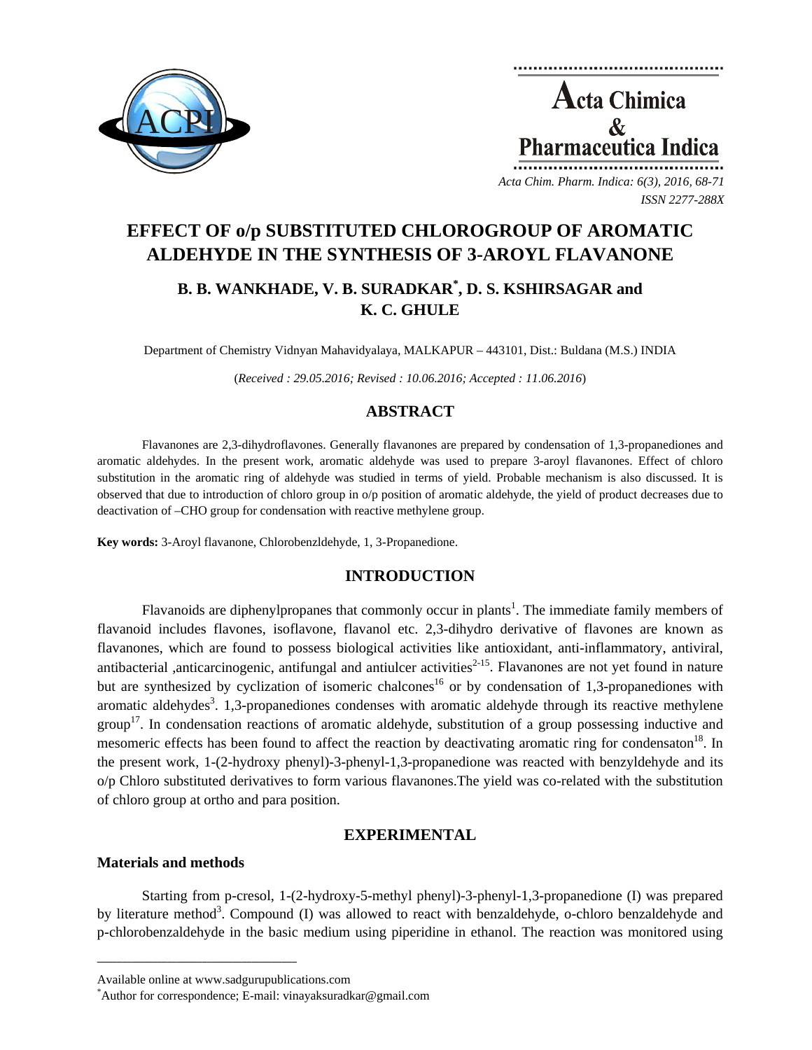# EFFECT OF o/p SUBSTITUTED CHLOROGROUP OF AROMATIC ALDEHYDE IN THE SYNTHESIS OF 3-AROYL FLAVANONE

**B. B. WANKHADE, V. B. SURADKAR[*], D. S. KSHIRSAGAR and K. C. GHULE**

Department of Chemistry Vidnyan Mahavidyalaya, MALKAPUR – 443101, Dist.: Buldana (M.S.) INDIA

(*Received : 29.05.2016; Revised : 10.06.2016; Accepted : 11.06.2016*)

## ABSTRACT

Flavanones are 2,3-dihydroflavones. Generally flavanones are prepared by condensation of 1,3-propanediones and aromatic aldehydes. In the present work, aromatic aldehyde was used to prepare 3-aroyl flavanones. Effect of chloro substitution in the aromatic ring of aldehyde was studied in terms of yield. Probable mechanism is also discussed. It is observed that due to introduction of chloro group in o/p position of aromatic aldehyde, the yield of product decreases due to deactivation of –CHO group for condensation with reactive methylene group.

**Key words:** 3-Aroyl flavanone, Chlorobenzldehyde, 1, 3-Propanedione.

## INTRODUCTION

Flavanoids are diphenylpropanes that commonly occur in plants[1]. The immediate family members of flavanoid includes flavones, isoflavone, flavanol etc. 2,3-dihydro derivative of flavones are known as flavanones, which are found to possess biological activities like antioxidant, anti-inflammatory, antiviral, antibacterial ,anticarcinogenic, antifungal and antiulcer activities[2-15]. Flavanones are not yet found in nature but are synthesized by cyclization of isomeric chalcones[16] or by condensation of 1,3-propanediones with aromatic aldehydes[3]. 1,3-propanediones condenses with aromatic aldehyde through its reactive methylene group[17]. In condensation reactions of aromatic aldehyde, substitution of a group possessing inductive and mesomeric effects has been found to affect the reaction by deactivating aromatic ring for condensaton[18]. In the present work, 1-(2-hydroxy phenyl)-3-phenyl-1,3-propanedione was reacted with benzyldehyde and its o/p Chloro substituted derivatives to form various flavanones.The yield was co-related with the substitution of chloro group at ortho and para position.

## EXPERIMENTAL

### Materials and methods

Starting from p-cresol, 1-(2-hydroxy-5-methyl phenyl)-3-phenyl-1,3-propanedione (I) was prepared by literature method[3]. Compound (I) was allowed to react with benzaldehyde, o-chloro benzaldehyde and p-chlorobenzaldehyde in the basic medium using piperidine in ethanol. The reaction was monitored using

Available online at www.sadgurupublications.com

[*]Author for correspondence; E-mail: vinayaksuradkar@gmail.com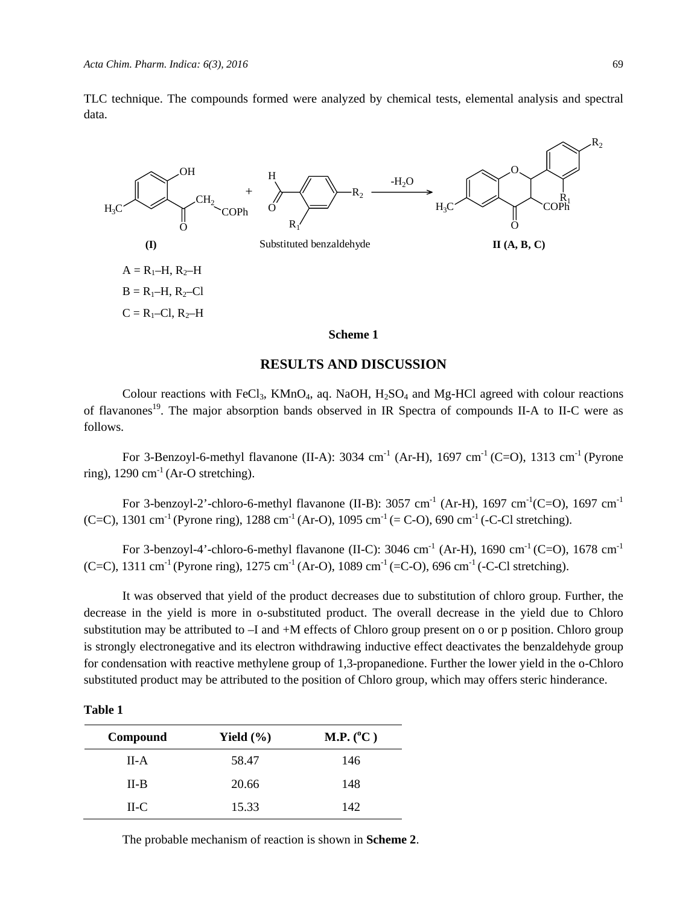TLC technique. The compounds formed were analyzed by chemical tests, elemental analysis and spectral data.

A = $R_1$–H, $R_2$–H

B = $R_1$–H, $R_2$–Cl

C = $R_1$–Cl, $R_2$–H

**Scheme 1**

## RESULTS AND DISCUSSION

Colour reactions with $FeCl_3$, $KMnO_4$, aq. NaOH, $H_2SO_4$ and Mg-HCl agreed with colour reactions of flavanones[19]. The major absorption bands observed in IR Spectra of compounds II-A to II-C were as follows.

For 3-Benzoyl-6-methyl flavanone (II-A): 3034 $cm^{-1}$ (Ar-H), 1697 $cm^{-1}$ (C=O), 1313 $cm^{-1}$ (Pyrone ring), 1290 $cm^{-1}$ (Ar-O stretching).

For 3-benzoyl-2'-chloro-6-methyl flavanone (II-B): 3057 $cm^{-1}$ (Ar-H), 1697 $cm^{-1}$(C=O), 1697 $cm^{-1}$ (C=C), 1301 $cm^{-1}$ (Pyrone ring), 1288 $cm^{-1}$ (Ar-O), 1095 $cm^{-1}$ (= C-O), 690 $cm^{-1}$ (-C-Cl stretching).

For 3-benzoyl-4'-chloro-6-methyl flavanone (II-C): 3046 $cm^{-1}$ (Ar-H), 1690 $cm^{-1}$ (C=O), 1678 $cm^{-1}$ (C=C), 1311 $cm^{-1}$ (Pyrone ring), 1275 $cm^{-1}$ (Ar-O), 1089 $cm^{-1}$ (=C-O), 696 $cm^{-1}$ (-C-Cl stretching).

It was observed that yield of the product decreases due to substitution of chloro group. Further, the decrease in the yield is more in o-substituted product. The overall decrease in the yield due to Chloro substitution may be attributed to –I and +M effects of Chloro group present on o or p position. Chloro group is strongly electronegative and its electron withdrawing inductive effect deactivates the benzaldehyde group for condensation with reactive methylene group of 1,3-propanedione. Further the lower yield in the o-Chloro substituted product may be attributed to the position of Chloro group, which may offers steric hinderance.

**Table 1**

| Compound | Yield (%) | M.P. ($^oC$ ) |
|---|---|---|
| II-A | 58.47 | 146 |
| II-B | 20.66 | 148 |
| II-C | 15.33 | 142 |

The probable mechanism of reaction is shown in **Scheme 2**.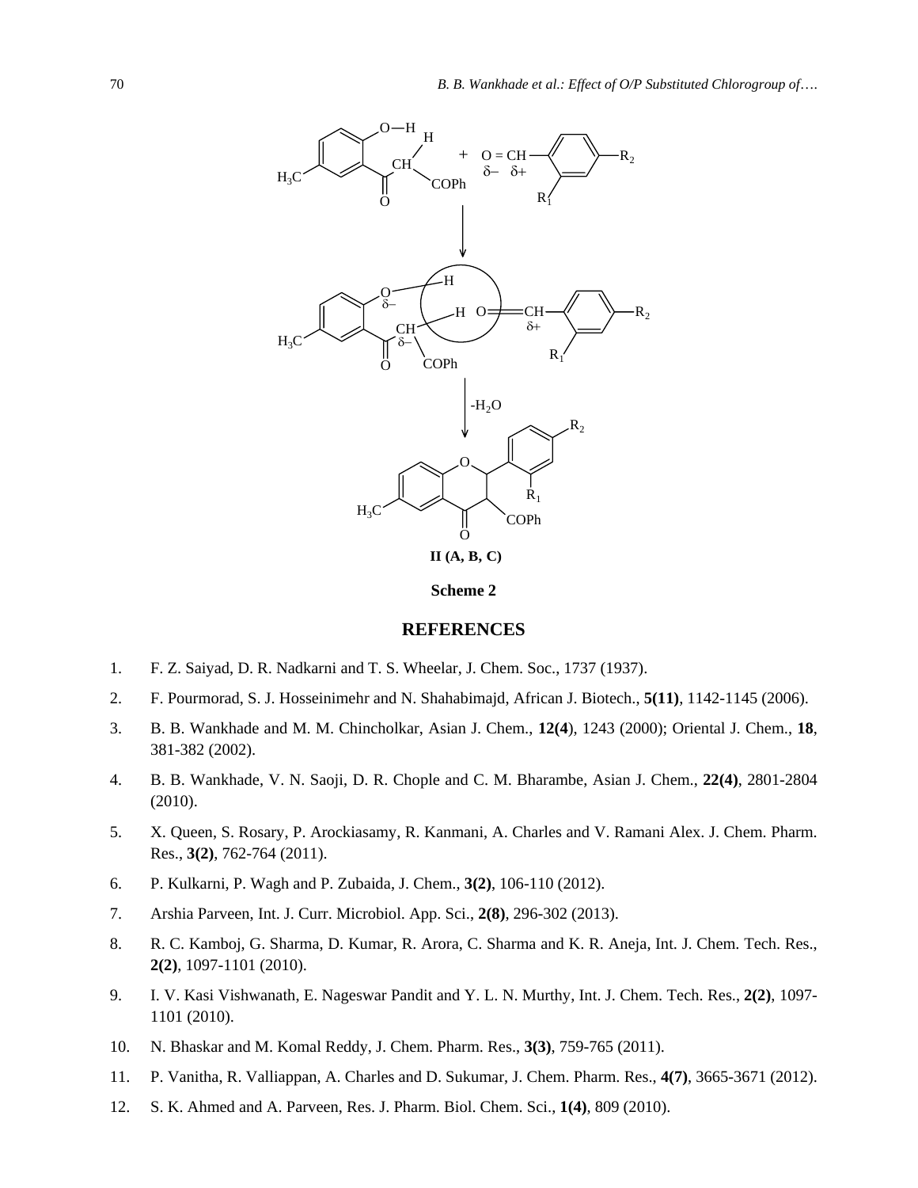**II (A, B, C)**

**Scheme 2**

## REFERENCES

1. F. Z. Saiyad, D. R. Nadkarni and T. S. Wheelar, J. Chem. Soc., 1737 (1937).
2. F. Pourmorad, S. J. Hosseinimehr and N. Shahabimajd, African J. Biotech., **5(11)**, 1142-1145 (2006).
3. B. B. Wankhade and M. M. Chincholkar, Asian J. Chem., **12(4**), 1243 (2000); Oriental J. Chem., **18**, 381-382 (2002).
4. B. B. Wankhade, V. N. Saoji, D. R. Chople and C. M. Bharambe, Asian J. Chem., **22(4)**, 2801-2804 (2010).
5. X. Queen, S. Rosary, P. Arockiasamy, R. Kanmani, A. Charles and V. Ramani Alex. J. Chem. Pharm. Res., **3(2)**, 762-764 (2011).
6. P. Kulkarni, P. Wagh and P. Zubaida, J. Chem., **3(2)**, 106-110 (2012).
7. Arshia Parveen, Int. J. Curr. Microbiol. App. Sci., **2(8)**, 296-302 (2013).
8. R. C. Kamboj, G. Sharma, D. Kumar, R. Arora, C. Sharma and K. R. Aneja, Int. J. Chem. Tech. Res., **2(2)**, 1097-1101 (2010).
9. I. V. Kasi Vishwanath, E. Nageswar Pandit and Y. L. N. Murthy, Int. J. Chem. Tech. Res., **2(2)**, 1097-1101 (2010).
10. N. Bhaskar and M. Komal Reddy, J. Chem. Pharm. Res., **3(3)**, 759-765 (2011).
11. P. Vanitha, R. Valliappan, A. Charles and D. Sukumar, J. Chem. Pharm. Res., **4(7)**, 3665-3671 (2012).
12. S. K. Ahmed and A. Parveen, Res. J. Pharm. Biol. Chem. Sci., **1(4)**, 809 (2010).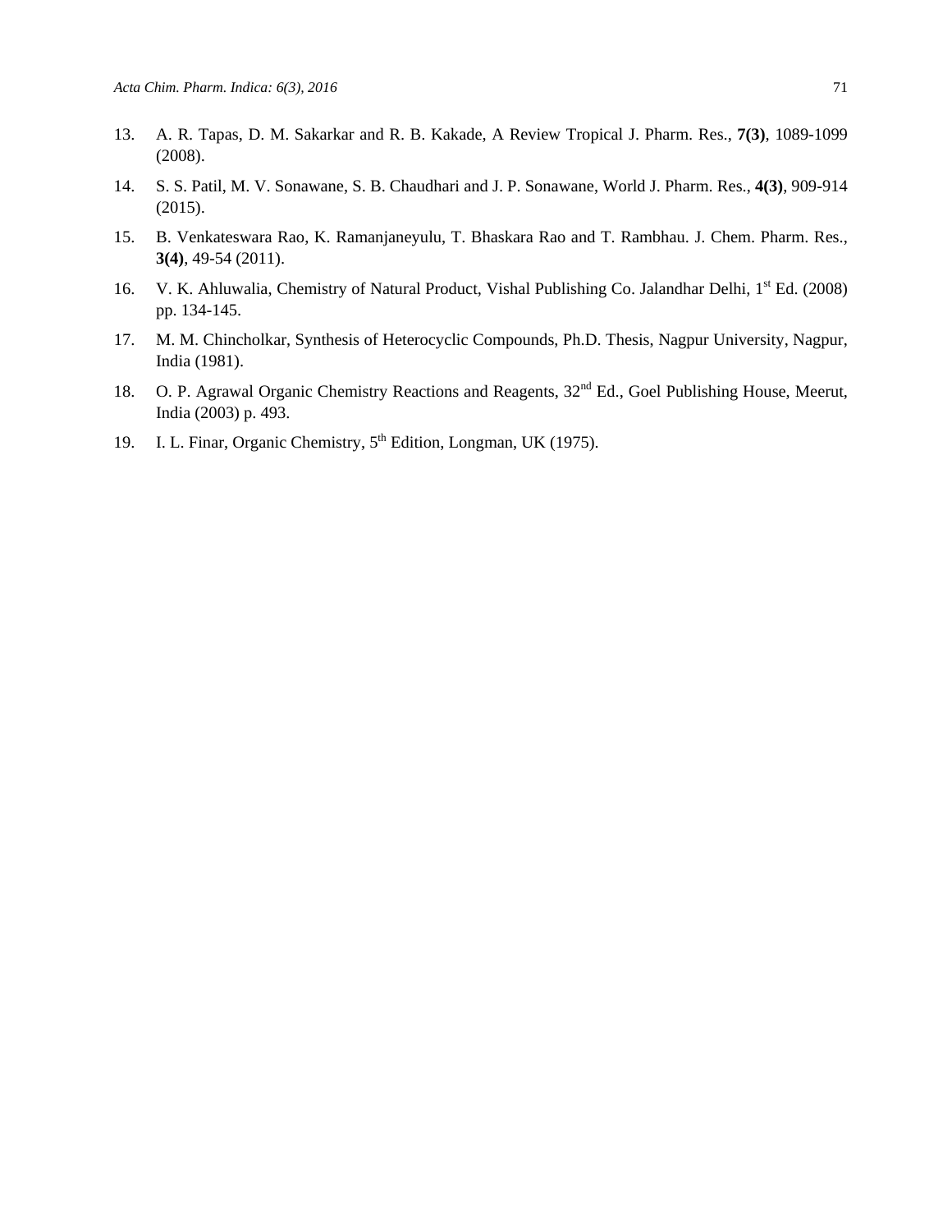13. A. R. Tapas, D. M. Sakarkar and R. B. Kakade, A Review Tropical J. Pharm. Res., **7(3)**, 1089-1099 (2008).

14. S. S. Patil, M. V. Sonawane, S. B. Chaudhari and J. P. Sonawane, World J. Pharm. Res., **4(3)**, 909-914 (2015).

15. B. Venkateswara Rao, K. Ramanjaneyulu, T. Bhaskara Rao and T. Rambhau. J. Chem. Pharm. Res., **3(4)**, 49-54 (2011).

16. V. K. Ahluwalia, Chemistry of Natural Product, Vishal Publishing Co. Jalandhar Delhi, 1st Ed. (2008) pp. 134-145.

17. M. M. Chincholkar, Synthesis of Heterocyclic Compounds, Ph.D. Thesis, Nagpur University, Nagpur, India (1981).

18. O. P. Agrawal Organic Chemistry Reactions and Reagents, 32nd Ed., Goel Publishing House, Meerut, India (2003) p. 493.

19. I. L. Finar, Organic Chemistry, 5th Edition, Longman, UK (1975).